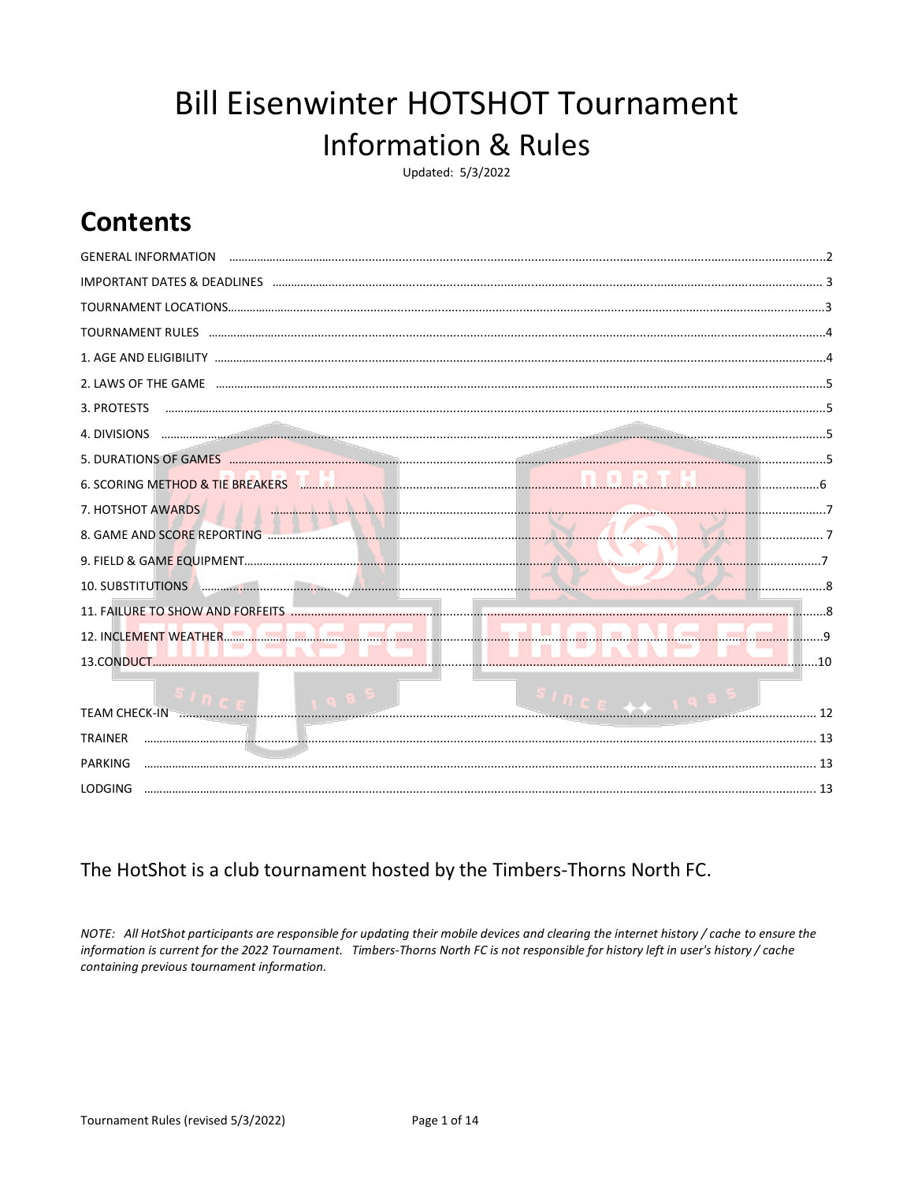# Bill Eisenwinter HOTSHOT Tournament
## Information & Rules

Updated: 5/3/2022

# Contents

| | |
|---|---|
| GENERAL INFORMATION | 2 |
| IMPORTANT DATES & DEADLINES | 3 |
| TOURNAMENT LOCATIONS | 3 |
| TOURNAMENT RULES | 4 |
| 1. AGE AND ELIGIBILITY | 4 |
| 2. LAWS OF THE GAME | 5 |
| 3. PROTESTS | 5 |
| 4. DIVISIONS | 5 |
| 5. DURATIONS OF GAMES | 5 |
| 6. SCORING METHOD & TIE BREAKERS | 6 |
| 7. HOTSHOT AWARDS | 7 |
| 8. GAME AND SCORE REPORTING | 7 |
| 9. FIELD & GAME EQUIPMENT | 7 |
| 10. SUBSTITUTIONS | 8 |
| 11. FAILURE TO SHOW AND FORFEITS | 8 |
| 12. INCLEMENT WEATHER | 9 |
| 13. CONDUCT | 10 |
| TEAM CHECK-IN | 12 |
| TRAINER | 13 |
| PARKING | 13 |
| LODGING | 13 |

The HotShot is a club tournament hosted by the Timbers-Thorns North FC.

*NOTE: All HotShot participants are responsible for updating their mobile devices and clearing the internet history / cache to ensure the information is current for the 2022 Tournament. Timbers-Thorns North FC is not responsible for history left in user's history / cache containing previous tournament information.*

Tournament Rules (revised 5/3/2022)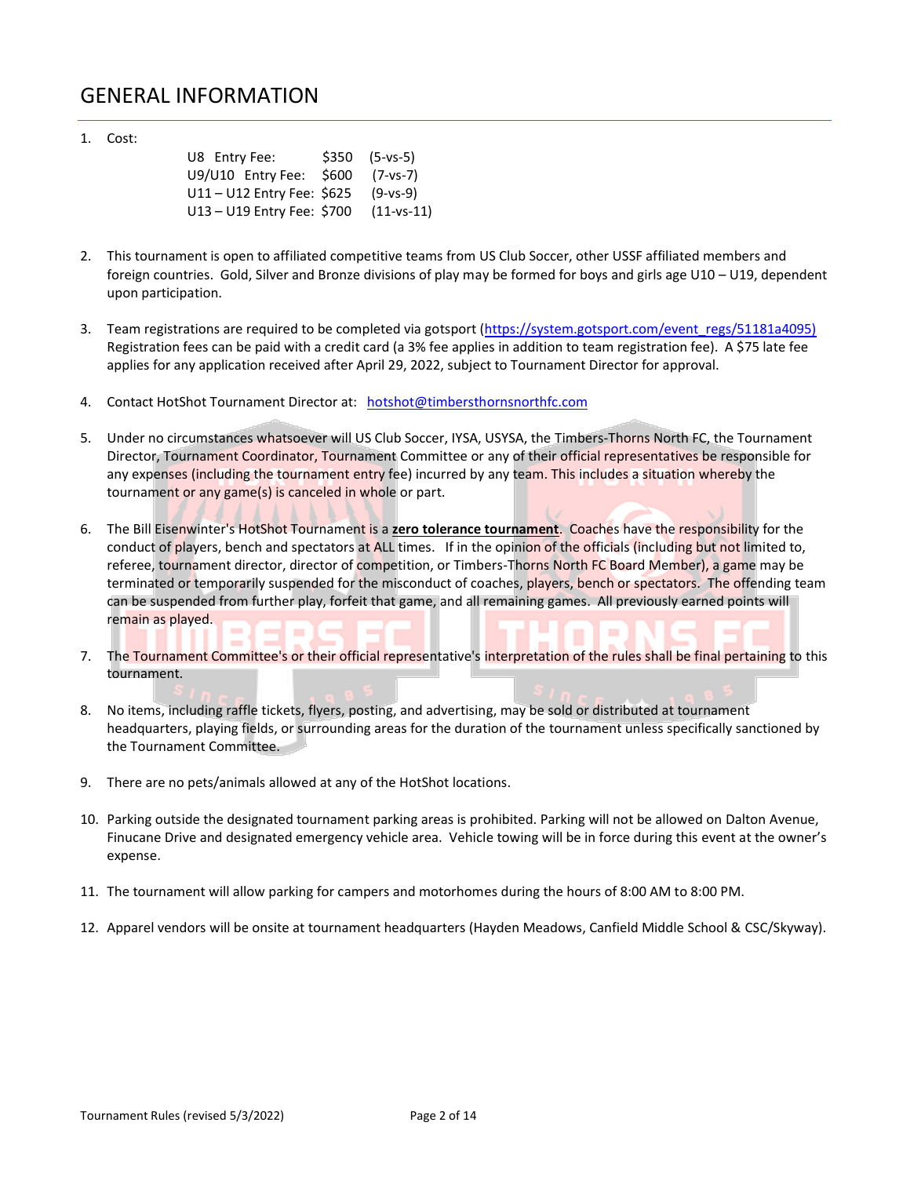# GENERAL INFORMATION

1. Cost:

   | | | |
   |---|---|---|
   | U8 Entry Fee: | $350 | (5-vs-5) |
   | U9/U10 Entry Fee: | $600 | (7-vs-7) |
   | U11 – U12 Entry Fee: | $625 | (9-vs-9) |
   | U13 – U19 Entry Fee: | $700 | (11-vs-11) |

2. This tournament is open to affiliated competitive teams from US Club Soccer, other USSF affiliated members and foreign countries. Gold, Silver and Bronze divisions of play may be formed for boys and girls age U10 – U19, dependent upon participation.

3. Team registrations are required to be completed via gotsport (https://system.gotsport.com/event_regs/51181a4095) Registration fees can be paid with a credit card (a 3% fee applies in addition to team registration fee). A $75 late fee applies for any application received after April 29, 2022, subject to Tournament Director for approval.

4. Contact HotShot Tournament Director at: hotshot@timbersthornsnorthfc.com

5. Under no circumstances whatsoever will US Club Soccer, IYSA, USYSA, the Timbers-Thorns North FC, the Tournament Director, Tournament Coordinator, Tournament Committee or any of their official representatives be responsible for any expenses (including the tournament entry fee) incurred by any team. This includes a situation whereby the tournament or any game(s) is canceled in whole or part.

6. The Bill Eisenwinter's HotShot Tournament is a **zero tolerance tournament**. Coaches have the responsibility for the conduct of players, bench and spectators at ALL times. If in the opinion of the officials (including but not limited to, referee, tournament director, director of competition, or Timbers-Thorns North FC Board Member), a game may be terminated or temporarily suspended for the misconduct of coaches, players, bench or spectators. The offending team can be suspended from further play, forfeit that game, and all remaining games. All previously earned points will remain as played.

7. The Tournament Committee's or their official representative's interpretation of the rules shall be final pertaining to this tournament.

8. No items, including raffle tickets, flyers, posting, and advertising, may be sold or distributed at tournament headquarters, playing fields, or surrounding areas for the duration of the tournament unless specifically sanctioned by the Tournament Committee.

9. There are no pets/animals allowed at any of the HotShot locations.

10. Parking outside the designated tournament parking areas is prohibited. Parking will not be allowed on Dalton Avenue, Finucane Drive and designated emergency vehicle area. Vehicle towing will be in force during this event at the owner's expense.

11. The tournament will allow parking for campers and motorhomes during the hours of 8:00 AM to 8:00 PM.

12. Apparel vendors will be onsite at tournament headquarters (Hayden Meadows, Canfield Middle School & CSC/Skyway).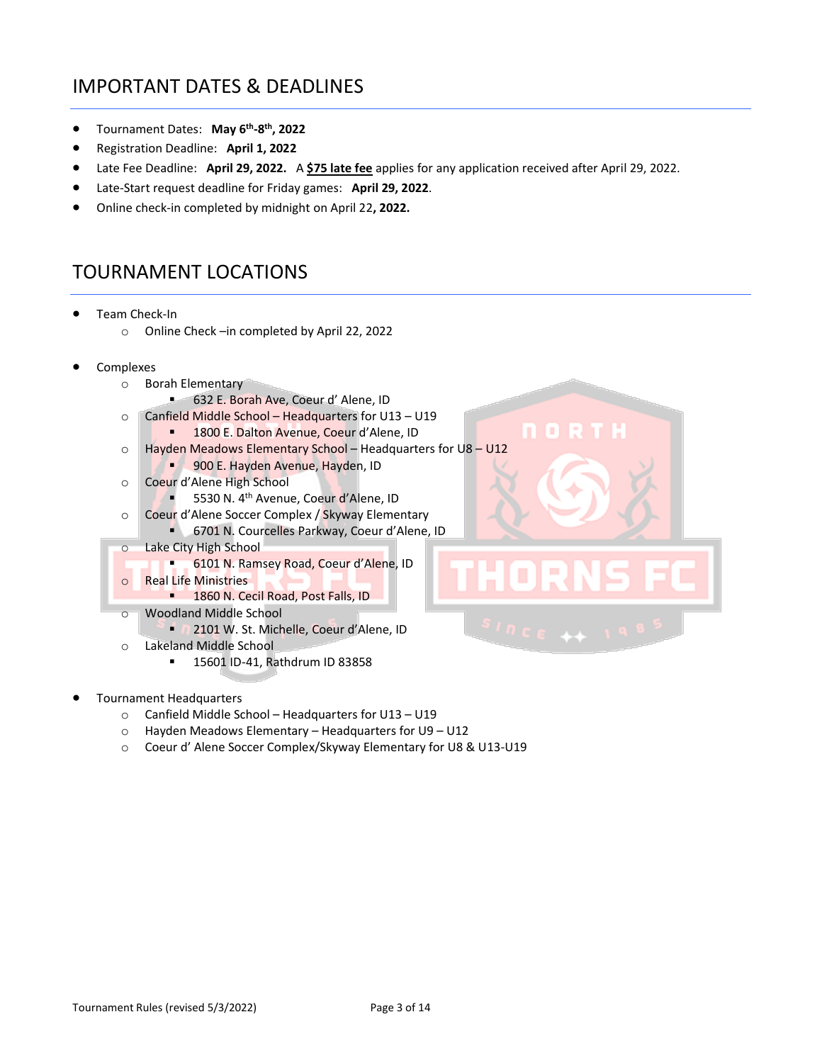## IMPORTANT DATES & DEADLINES

- Tournament Dates: **May 6th-8th, 2022**
- Registration Deadline: **April 1, 2022**
- Late Fee Deadline: **April 29, 2022.** A **$75 late fee** applies for any application received after April 29, 2022.
- Late-Start request deadline for Friday games: **April 29, 2022**.
- Online check-in completed by midnight on April 22**, 2022.**

## TOURNAMENT LOCATIONS

- Team Check-In
  - Online Check –in completed by April 22, 2022
- Complexes
  - Borah Elementary
    - 632 E. Borah Ave, Coeur d' Alene, ID
  - Canfield Middle School – Headquarters for U13 – U19
    - 1800 E. Dalton Avenue, Coeur d'Alene, ID
  - Hayden Meadows Elementary School – Headquarters for U8 – U12
    - 900 E. Hayden Avenue, Hayden, ID
  - Coeur d'Alene High School
    - 5530 N. 4th Avenue, Coeur d'Alene, ID
  - Coeur d'Alene Soccer Complex / Skyway Elementary
    - 6701 N. Courcelles Parkway, Coeur d'Alene, ID
  - Lake City High School
    - 6101 N. Ramsey Road, Coeur d'Alene, ID
  - Real Life Ministries
    - 1860 N. Cecil Road, Post Falls, ID
  - Woodland Middle School
    - 2101 W. St. Michelle, Coeur d'Alene, ID
  - Lakeland Middle School
    - 15601 ID-41, Rathdrum ID 83858
- Tournament Headquarters
  - Canfield Middle School – Headquarters for U13 – U19
  - Hayden Meadows Elementary – Headquarters for U9 – U12
  - Coeur d' Alene Soccer Complex/Skyway Elementary for U8 & U13-U19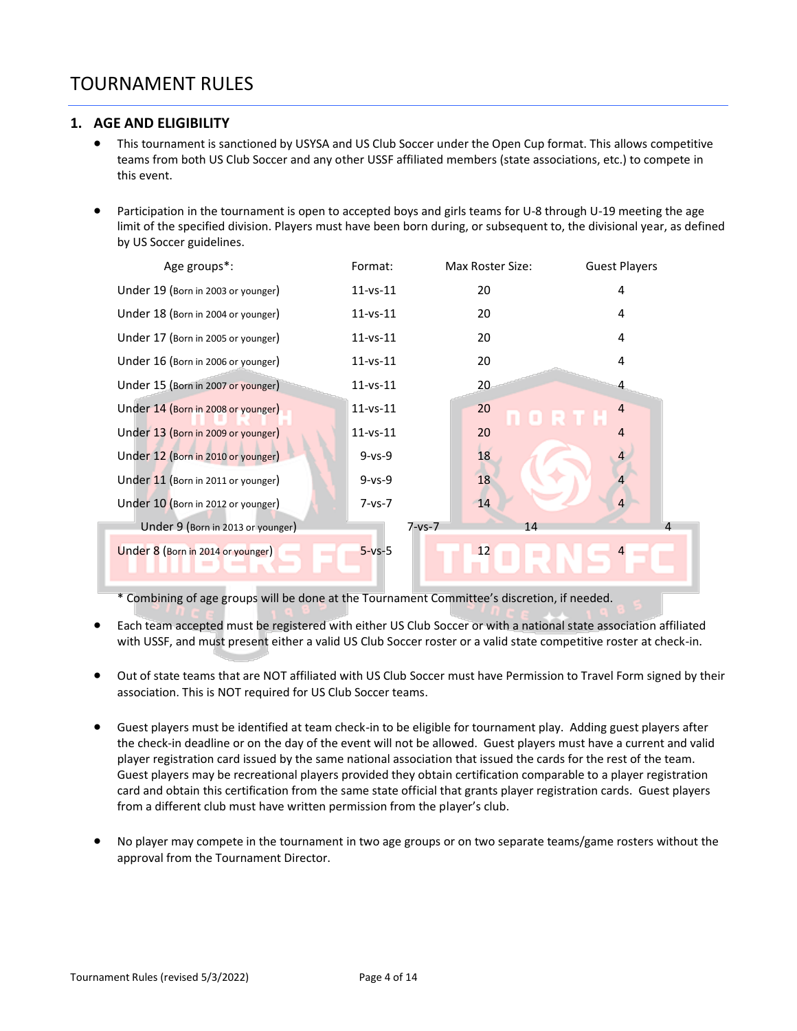# TOURNAMENT RULES

## 1. AGE AND ELIGIBILITY

- This tournament is sanctioned by USYSA and US Club Soccer under the Open Cup format. This allows competitive teams from both US Club Soccer and any other USSF affiliated members (state associations, etc.) to compete in this event.

- Participation in the tournament is open to accepted boys and girls teams for U-8 through U-19 meeting the age limit of the specified division. Players must have been born during, or subsequent to, the divisional year, as defined by US Soccer guidelines.

| Age groups*: | Format: | Max Roster Size: | Guest Players |
|---|---|---|---|
| Under 19 (Born in 2003 or younger) | 11-vs-11 | 20 | 4 |
| Under 18 (Born in 2004 or younger) | 11-vs-11 | 20 | 4 |
| Under 17 (Born in 2005 or younger) | 11-vs-11 | 20 | 4 |
| Under 16 (Born in 2006 or younger) | 11-vs-11 | 20 | 4 |
| Under 15 (Born in 2007 or younger) | 11-vs-11 | 20 | 4 |
| Under 14 (Born in 2008 or younger) | 11-vs-11 | 20 | 4 |
| Under 13 (Born in 2009 or younger) | 11-vs-11 | 20 | 4 |
| Under 12 (Born in 2010 or younger) | 9-vs-9 | 18 | 4 |
| Under 11 (Born in 2011 or younger) | 9-vs-9 | 18 | 4 |
| Under 10 (Born in 2012 or younger) | 7-vs-7 | 14 | 4 |
| Under 9 (Born in 2013 or younger) | 7-vs-7 | 14 | 4 |
| Under 8 (Born in 2014 or younger) | 5-vs-5 | 12 | 4 |

\* Combining of age groups will be done at the Tournament Committee's discretion, if needed.

- Each team accepted must be registered with either US Club Soccer or with a national state association affiliated with USSF, and must present either a valid US Club Soccer roster or a valid state competitive roster at check-in.

- Out of state teams that are NOT affiliated with US Club Soccer must have Permission to Travel Form signed by their association. This is NOT required for US Club Soccer teams.

- Guest players must be identified at team check-in to be eligible for tournament play. Adding guest players after the check-in deadline or on the day of the event will not be allowed. Guest players must have a current and valid player registration card issued by the same national association that issued the cards for the rest of the team. Guest players may be recreational players provided they obtain certification comparable to a player registration card and obtain this certification from the same state official that grants player registration cards. Guest players from a different club must have written permission from the player's club.

- No player may compete in the tournament in two age groups or on two separate teams/game rosters without the approval from the Tournament Director.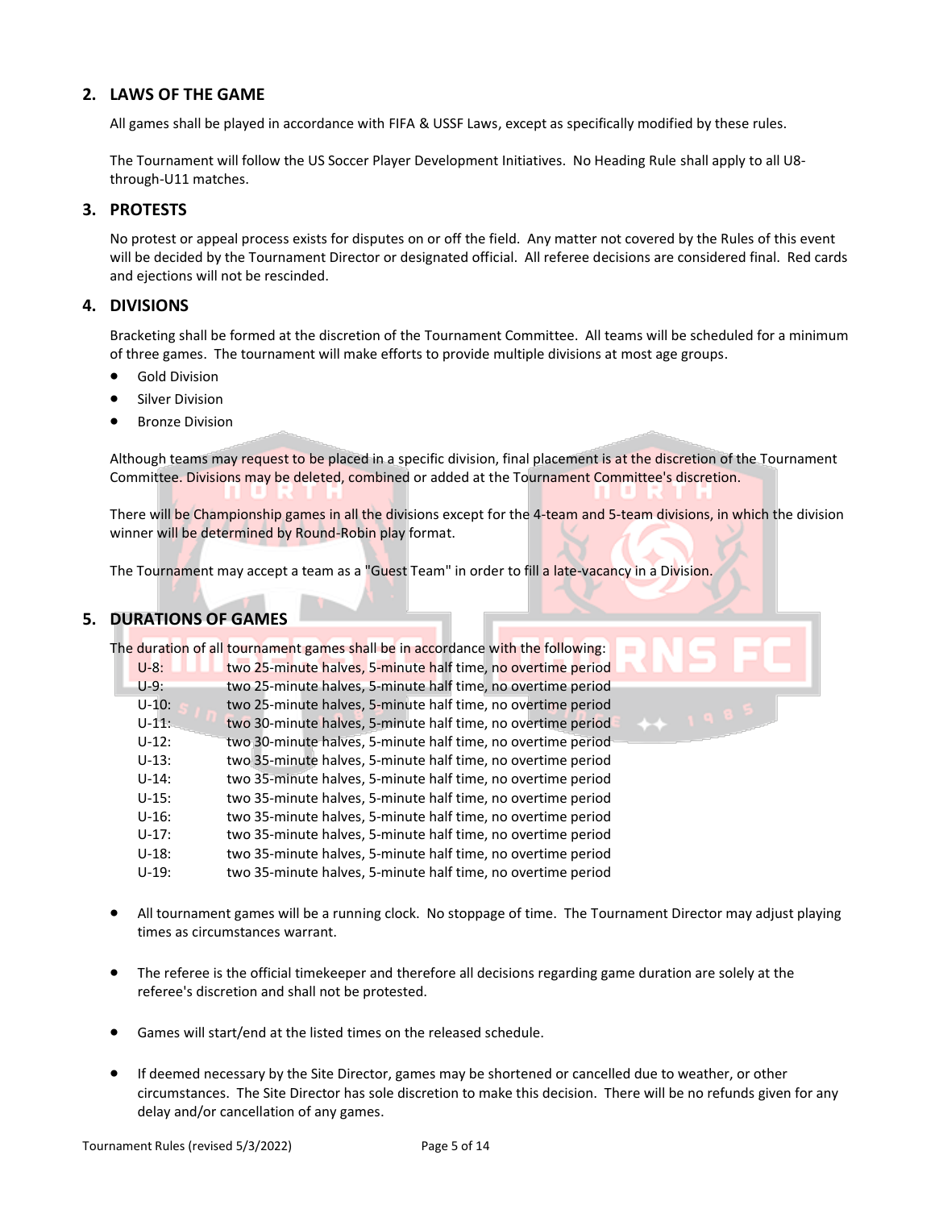## 2. LAWS OF THE GAME

All games shall be played in accordance with FIFA & USSF Laws, except as specifically modified by these rules.

The Tournament will follow the US Soccer Player Development Initiatives. No Heading Rule shall apply to all U8-through-U11 matches.

## 3. PROTESTS

No protest or appeal process exists for disputes on or off the field. Any matter not covered by the Rules of this event will be decided by the Tournament Director or designated official. All referee decisions are considered final. Red cards and ejections will not be rescinded.

## 4. DIVISIONS

Bracketing shall be formed at the discretion of the Tournament Committee. All teams will be scheduled for a minimum of three games. The tournament will make efforts to provide multiple divisions at most age groups.

- Gold Division
- Silver Division
- Bronze Division

Although teams may request to be placed in a specific division, final placement is at the discretion of the Tournament Committee. Divisions may be deleted, combined or added at the Tournament Committee's discretion.

There will be Championship games in all the divisions except for the 4-team and 5-team divisions, in which the division winner will be determined by Round-Robin play format.

The Tournament may accept a team as a "Guest Team" in order to fill a late-vacancy in a Division.

## 5. DURATIONS OF GAMES

The duration of all tournament games shall be in accordance with the following:

| | |
|---|---|
| U-8: | two 25-minute halves, 5-minute half time, no overtime period |
| U-9: | two 25-minute halves, 5-minute half time, no overtime period |
| U-10: | two 25-minute halves, 5-minute half time, no overtime period |
| U-11: | two 30-minute halves, 5-minute half time, no overtime period |
| U-12: | two 30-minute halves, 5-minute half time, no overtime period |
| U-13: | two 35-minute halves, 5-minute half time, no overtime period |
| U-14: | two 35-minute halves, 5-minute half time, no overtime period |
| U-15: | two 35-minute halves, 5-minute half time, no overtime period |
| U-16: | two 35-minute halves, 5-minute half time, no overtime period |
| U-17: | two 35-minute halves, 5-minute half time, no overtime period |
| U-18: | two 35-minute halves, 5-minute half time, no overtime period |
| U-19: | two 35-minute halves, 5-minute half time, no overtime period |

- All tournament games will be a running clock. No stoppage of time. The Tournament Director may adjust playing times as circumstances warrant.
- The referee is the official timekeeper and therefore all decisions regarding game duration are solely at the referee's discretion and shall not be protested.
- Games will start/end at the listed times on the released schedule.
- If deemed necessary by the Site Director, games may be shortened or cancelled due to weather, or other circumstances. The Site Director has sole discretion to make this decision. There will be no refunds given for any delay and/or cancellation of any games.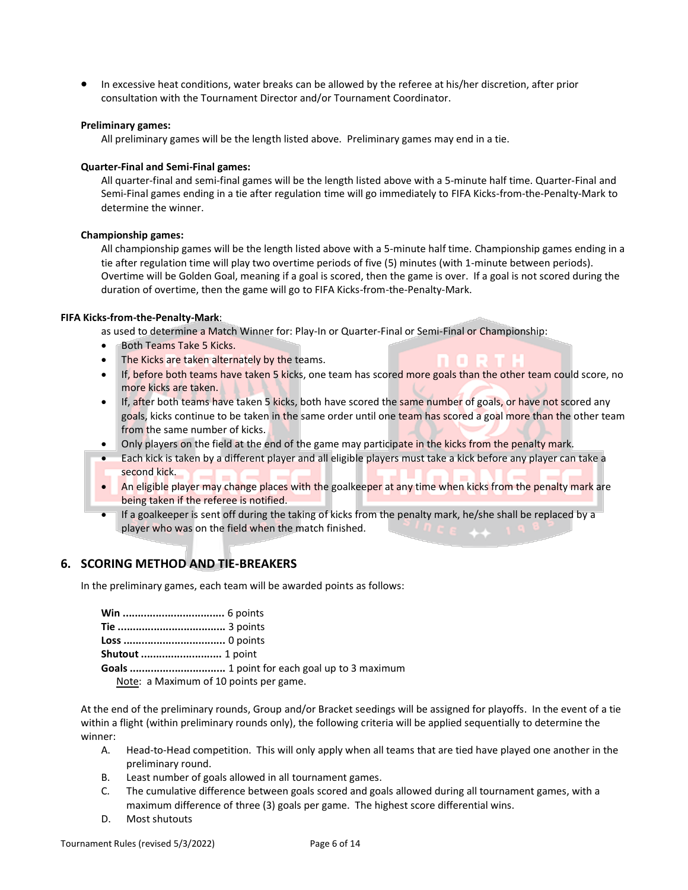- In excessive heat conditions, water breaks can be allowed by the referee at his/her discretion, after prior consultation with the Tournament Director and/or Tournament Coordinator.

**Preliminary games:**

All preliminary games will be the length listed above. Preliminary games may end in a tie.

**Quarter-Final and Semi-Final games:**

All quarter-final and semi-final games will be the length listed above with a 5-minute half time. Quarter-Final and Semi-Final games ending in a tie after regulation time will go immediately to FIFA Kicks-from-the-Penalty-Mark to determine the winner.

**Championship games:**

All championship games will be the length listed above with a 5-minute half time. Championship games ending in a tie after regulation time will play two overtime periods of five (5) minutes (with 1-minute between periods). Overtime will be Golden Goal, meaning if a goal is scored, then the game is over. If a goal is not scored during the duration of overtime, then the game will go to FIFA Kicks-from-the-Penalty-Mark.

**FIFA Kicks-from-the-Penalty-Mark**:

as used to determine a Match Winner for: Play-In or Quarter-Final or Semi-Final or Championship:

- Both Teams Take 5 Kicks.
- The Kicks are taken alternately by the teams.
- If, before both teams have taken 5 kicks, one team has scored more goals than the other team could score, no more kicks are taken.
- If, after both teams have taken 5 kicks, both have scored the same number of goals, or have not scored any goals, kicks continue to be taken in the same order until one team has scored a goal more than the other team from the same number of kicks.
- Only players on the field at the end of the game may participate in the kicks from the penalty mark.
- Each kick is taken by a different player and all eligible players must take a kick before any player can take a second kick.
- An eligible player may change places with the goalkeeper at any time when kicks from the penalty mark are being taken if the referee is notified.
- If a goalkeeper is sent off during the taking of kicks from the penalty mark, he/she shall be replaced by a player who was on the field when the match finished.

## 6. SCORING METHOD AND TIE-BREAKERS

In the preliminary games, each team will be awarded points as follows:

**Win** .................................. 6 points
**Tie** .................................... 3 points
**Loss** .................................. 0 points
**Shutout** ........................... 1 point
**Goals** ................................ 1 point for each goal up to 3 maximum
Note: a Maximum of 10 points per game.

At the end of the preliminary rounds, Group and/or Bracket seedings will be assigned for playoffs. In the event of a tie within a flight (within preliminary rounds only), the following criteria will be applied sequentially to determine the winner:

A. Head-to-Head competition. This will only apply when all teams that are tied have played one another in the preliminary round.
B. Least number of goals allowed in all tournament games.
C. The cumulative difference between goals scored and goals allowed during all tournament games, with a maximum difference of three (3) goals per game. The highest score differential wins.
D. Most shutouts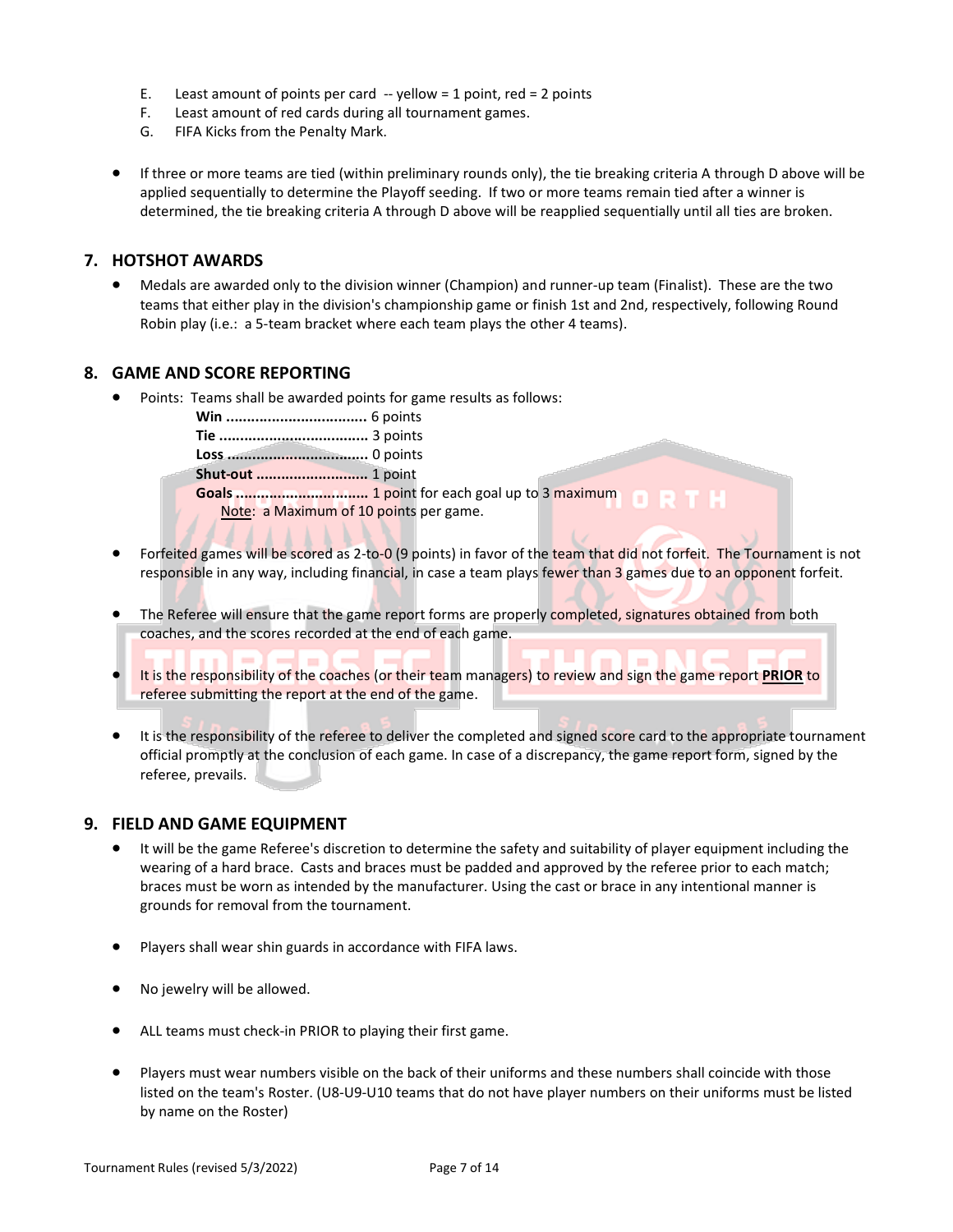E. Least amount of points per card -- yellow = 1 point, red = 2 points
F. Least amount of red cards during all tournament games.
G. FIFA Kicks from the Penalty Mark.

- If three or more teams are tied (within preliminary rounds only), the tie breaking criteria A through D above will be applied sequentially to determine the Playoff seeding. If two or more teams remain tied after a winner is determined, the tie breaking criteria A through D above will be reapplied sequentially until all ties are broken.

## 7. HOTSHOT AWARDS

- Medals are awarded only to the division winner (Champion) and runner-up team (Finalist). These are the two teams that either play in the division's championship game or finish 1st and 2nd, respectively, following Round Robin play (i.e.: a 5-team bracket where each team plays the other 4 teams).

## 8. GAME AND SCORE REPORTING

- Points: Teams shall be awarded points for game results as follows:
  - **Win** .................................. 6 points
  - **Tie** .................................... 3 points
  - **Loss** .................................. 0 points
  - **Shut-out** ........................... 1 point
  - **Goals** ............................... 1 point for each goal up to 3 maximum

  Note: a Maximum of 10 points per game.

- Forfeited games will be scored as 2-to-0 (9 points) in favor of the team that did not forfeit. The Tournament is not responsible in any way, including financial, in case a team plays fewer than 3 games due to an opponent forfeit.

- The Referee will ensure that the game report forms are properly completed, signatures obtained from both coaches, and the scores recorded at the end of each game.

- It is the responsibility of the coaches (or their team managers) to review and sign the game report **PRIOR** to referee submitting the report at the end of the game.

- It is the responsibility of the referee to deliver the completed and signed score card to the appropriate tournament official promptly at the conclusion of each game. In case of a discrepancy, the game report form, signed by the referee, prevails.

## 9. FIELD AND GAME EQUIPMENT

- It will be the game Referee's discretion to determine the safety and suitability of player equipment including the wearing of a hard brace. Casts and braces must be padded and approved by the referee prior to each match; braces must be worn as intended by the manufacturer. Using the cast or brace in any intentional manner is grounds for removal from the tournament.

- Players shall wear shin guards in accordance with FIFA laws.

- No jewelry will be allowed.

- ALL teams must check-in PRIOR to playing their first game.

- Players must wear numbers visible on the back of their uniforms and these numbers shall coincide with those listed on the team's Roster. (U8-U9-U10 teams that do not have player numbers on their uniforms must be listed by name on the Roster)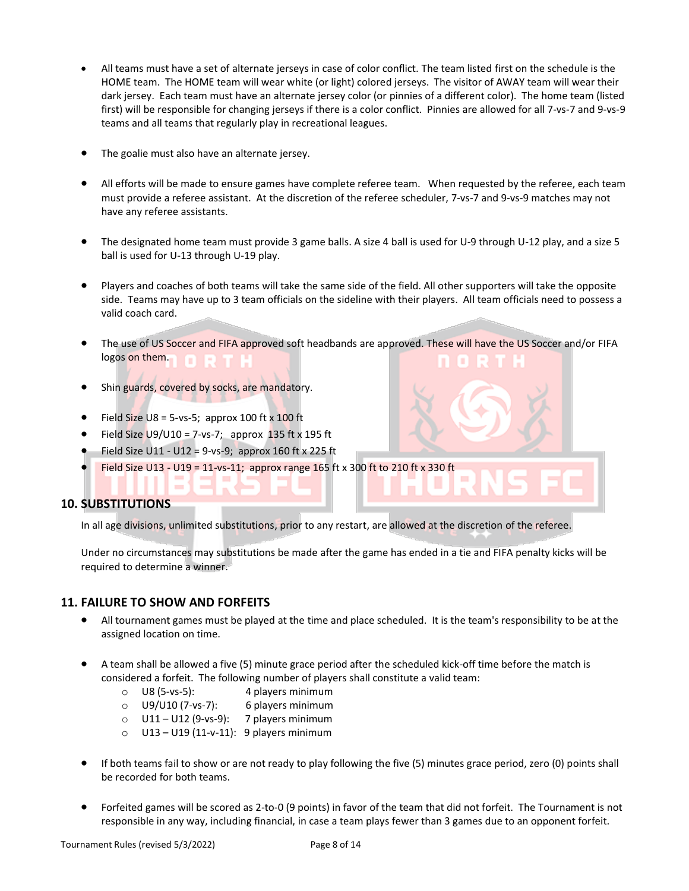- All teams must have a set of alternate jerseys in case of color conflict. The team listed first on the schedule is the HOME team. The HOME team will wear white (or light) colored jerseys. The visitor of AWAY team will wear their dark jersey. Each team must have an alternate jersey color (or pinnies of a different color). The home team (listed first) will be responsible for changing jerseys if there is a color conflict. Pinnies are allowed for all 7-vs-7 and 9-vs-9 teams and all teams that regularly play in recreational leagues.

- The goalie must also have an alternate jersey.

- All efforts will be made to ensure games have complete referee team. When requested by the referee, each team must provide a referee assistant. At the discretion of the referee scheduler, 7-vs-7 and 9-vs-9 matches may not have any referee assistants.

- The designated home team must provide 3 game balls. A size 4 ball is used for U-9 through U-12 play, and a size 5 ball is used for U-13 through U-19 play.

- Players and coaches of both teams will take the same side of the field. All other supporters will take the opposite side. Teams may have up to 3 team officials on the sideline with their players. All team officials need to possess a valid coach card.

- The use of US Soccer and FIFA approved soft headbands are approved. These will have the US Soccer and/or FIFA logos on them.

- Shin guards, covered by socks, are mandatory.

- Field Size U8 = 5-vs-5; approx 100 ft x 100 ft
- Field Size U9/U10 = 7-vs-7; approx 135 ft x 195 ft
- Field Size U11 - U12 = 9-vs-9; approx 160 ft x 225 ft
- Field Size U13 - U19 = 11-vs-11; approx range 165 ft x 300 ft to 210 ft x 330 ft

## 10. SUBSTITUTIONS

In all age divisions, unlimited substitutions, prior to any restart, are allowed at the discretion of the referee.

Under no circumstances may substitutions be made after the game has ended in a tie and FIFA penalty kicks will be required to determine a winner.

## 11. FAILURE TO SHOW AND FORFEITS

- All tournament games must be played at the time and place scheduled. It is the team's responsibility to be at the assigned location on time.

- A team shall be allowed a five (5) minute grace period after the scheduled kick-off time before the match is considered a forfeit. The following number of players shall constitute a valid team:
  - U8 (5-vs-5): 4 players minimum
  - U9/U10 (7-vs-7): 6 players minimum
  - U11 – U12 (9-vs-9): 7 players minimum
  - U13 – U19 (11-v-11): 9 players minimum

- If both teams fail to show or are not ready to play following the five (5) minutes grace period, zero (0) points shall be recorded for both teams.

- Forfeited games will be scored as 2-to-0 (9 points) in favor of the team that did not forfeit. The Tournament is not responsible in any way, including financial, in case a team plays fewer than 3 games due to an opponent forfeit.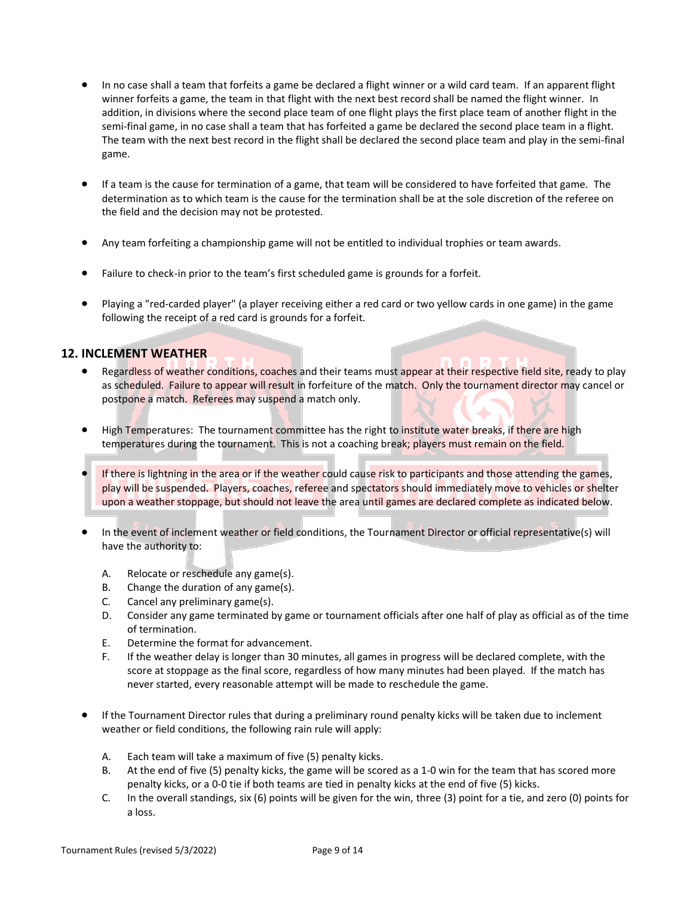- In no case shall a team that forfeits a game be declared a flight winner or a wild card team. If an apparent flight winner forfeits a game, the team in that flight with the next best record shall be named the flight winner. In addition, in divisions where the second place team of one flight plays the first place team of another flight in the semi-final game, in no case shall a team that has forfeited a game be declared the second place team in a flight. The team with the next best record in the flight shall be declared the second place team and play in the semi-final game.

- If a team is the cause for termination of a game, that team will be considered to have forfeited that game. The determination as to which team is the cause for the termination shall be at the sole discretion of the referee on the field and the decision may not be protested.

- Any team forfeiting a championship game will not be entitled to individual trophies or team awards.

- Failure to check-in prior to the team's first scheduled game is grounds for a forfeit.

- Playing a "red-carded player" (a player receiving either a red card or two yellow cards in one game) in the game following the receipt of a red card is grounds for a forfeit.

## 12. INCLEMENT WEATHER

- Regardless of weather conditions, coaches and their teams must appear at their respective field site, ready to play as scheduled. Failure to appear will result in forfeiture of the match. Only the tournament director may cancel or postpone a match. Referees may suspend a match only.

- High Temperatures: The tournament committee has the right to institute water breaks, if there are high temperatures during the tournament. This is not a coaching break; players must remain on the field.

- If there is lightning in the area or if the weather could cause risk to participants and those attending the games, play will be suspended. Players, coaches, referee and spectators should immediately move to vehicles or shelter upon a weather stoppage, but should not leave the area until games are declared complete as indicated below.

- In the event of inclement weather or field conditions, the Tournament Director or official representative(s) will have the authority to:

  A. Relocate or reschedule any game(s).
  B. Change the duration of any game(s).
  C. Cancel any preliminary game(s).
  D. Consider any game terminated by game or tournament officials after one half of play as official as of the time of termination.
  E. Determine the format for advancement.
  F. If the weather delay is longer than 30 minutes, all games in progress will be declared complete, with the score at stoppage as the final score, regardless of how many minutes had been played. If the match has never started, every reasonable attempt will be made to reschedule the game.

- If the Tournament Director rules that during a preliminary round penalty kicks will be taken due to inclement weather or field conditions, the following rain rule will apply:

  A. Each team will take a maximum of five (5) penalty kicks.
  B. At the end of five (5) penalty kicks, the game will be scored as a 1-0 win for the team that has scored more penalty kicks, or a 0-0 tie if both teams are tied in penalty kicks at the end of five (5) kicks.
  C. In the overall standings, six (6) points will be given for the win, three (3) point for a tie, and zero (0) points for a loss.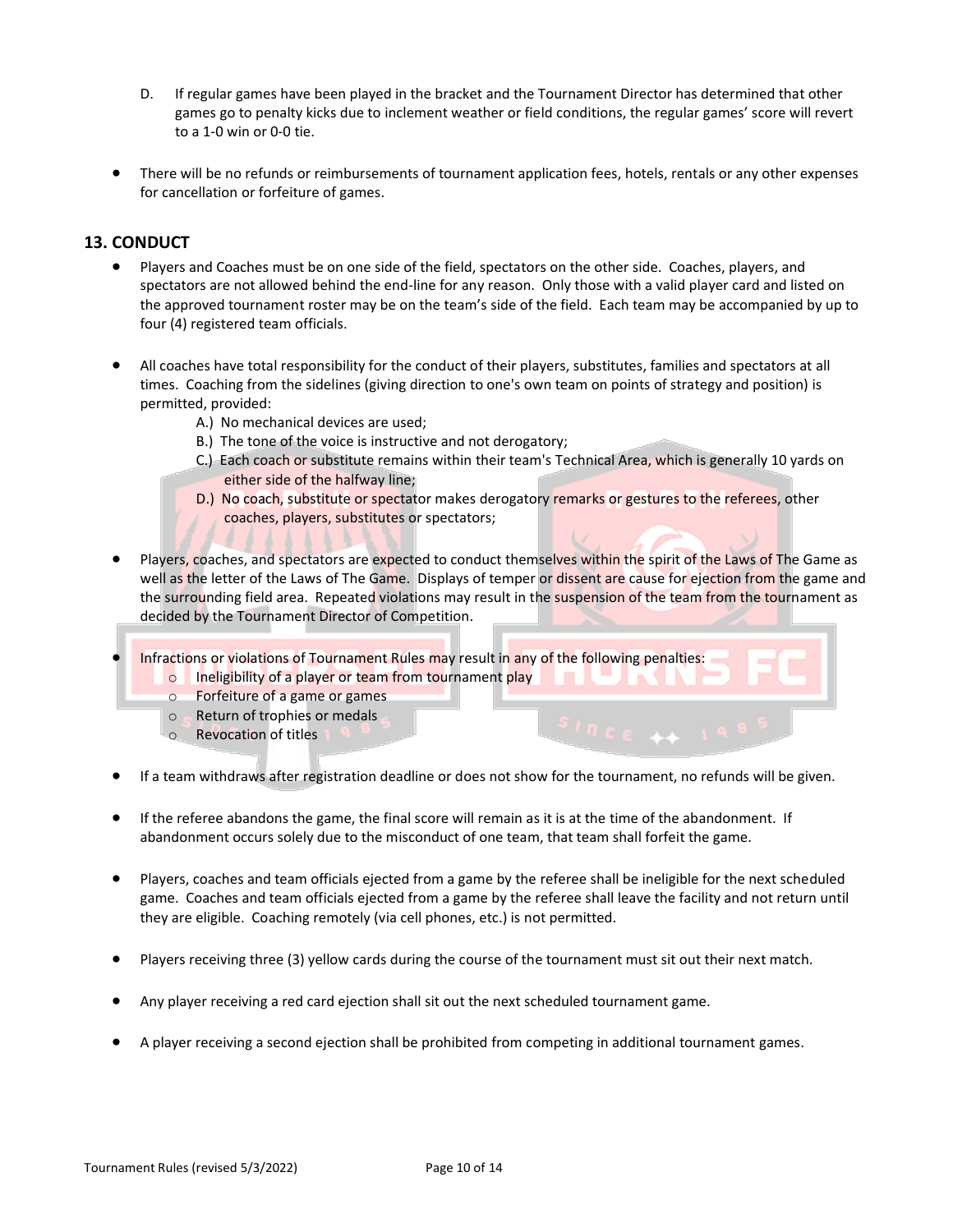D. If regular games have been played in the bracket and the Tournament Director has determined that other games go to penalty kicks due to inclement weather or field conditions, the regular games' score will revert to a 1-0 win or 0-0 tie.

- There will be no refunds or reimbursements of tournament application fees, hotels, rentals or any other expenses for cancellation or forfeiture of games.

## 13. CONDUCT

- Players and Coaches must be on one side of the field, spectators on the other side. Coaches, players, and spectators are not allowed behind the end-line for any reason. Only those with a valid player card and listed on the approved tournament roster may be on the team's side of the field. Each team may be accompanied by up to four (4) registered team officials.

- All coaches have total responsibility for the conduct of their players, substitutes, families and spectators at all times. Coaching from the sidelines (giving direction to one's own team on points of strategy and position) is permitted, provided:
  - A.) No mechanical devices are used;
  - B.) The tone of the voice is instructive and not derogatory;
  - C.) Each coach or substitute remains within their team's Technical Area, which is generally 10 yards on either side of the halfway line;
  - D.) No coach, substitute or spectator makes derogatory remarks or gestures to the referees, other coaches, players, substitutes or spectators;

- Players, coaches, and spectators are expected to conduct themselves within the spirit of the Laws of The Game as well as the letter of the Laws of The Game. Displays of temper or dissent are cause for ejection from the game and the surrounding field area. Repeated violations may result in the suspension of the team from the tournament as decided by the Tournament Director of Competition.

- Infractions or violations of Tournament Rules may result in any of the following penalties:
  - Ineligibility of a player or team from tournament play
  - Forfeiture of a game or games
  - Return of trophies or medals
  - Revocation of titles

- If a team withdraws after registration deadline or does not show for the tournament, no refunds will be given.

- If the referee abandons the game, the final score will remain as it is at the time of the abandonment. If abandonment occurs solely due to the misconduct of one team, that team shall forfeit the game.

- Players, coaches and team officials ejected from a game by the referee shall be ineligible for the next scheduled game. Coaches and team officials ejected from a game by the referee shall leave the facility and not return until they are eligible. Coaching remotely (via cell phones, etc.) is not permitted.

- Players receiving three (3) yellow cards during the course of the tournament must sit out their next match.

- Any player receiving a red card ejection shall sit out the next scheduled tournament game.

- A player receiving a second ejection shall be prohibited from competing in additional tournament games.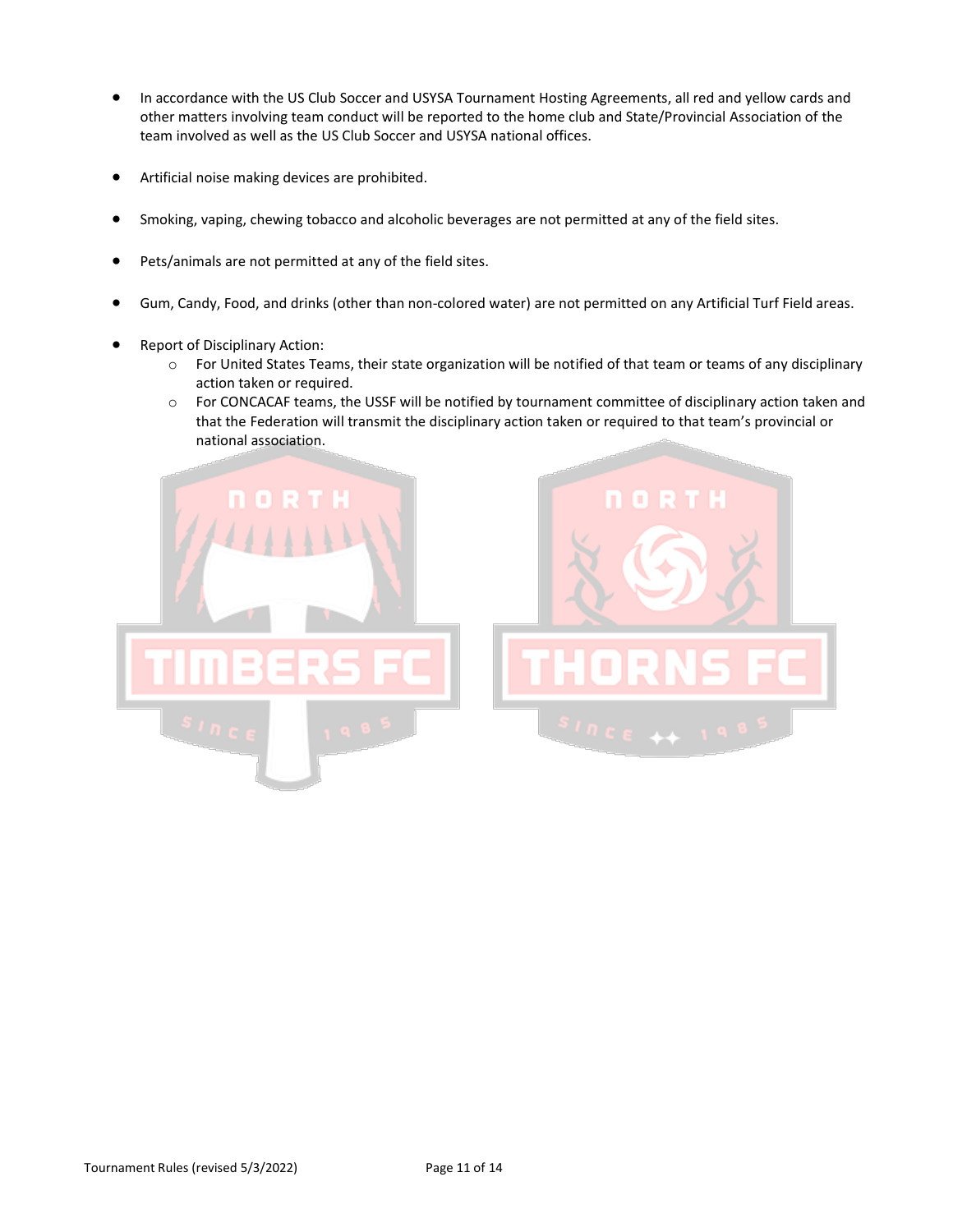- In accordance with the US Club Soccer and USYSA Tournament Hosting Agreements, all red and yellow cards and other matters involving team conduct will be reported to the home club and State/Provincial Association of the team involved as well as the US Club Soccer and USYSA national offices.

- Artificial noise making devices are prohibited.

- Smoking, vaping, chewing tobacco and alcoholic beverages are not permitted at any of the field sites.

- Pets/animals are not permitted at any of the field sites.

- Gum, Candy, Food, and drinks (other than non-colored water) are not permitted on any Artificial Turf Field areas.

- Report of Disciplinary Action:
    - For United States Teams, their state organization will be notified of that team or teams of any disciplinary action taken or required.
    - For CONCACAF teams, the USSF will be notified by tournament committee of disciplinary action taken and that the Federation will transmit the disciplinary action taken or required to that team's provincial or national association.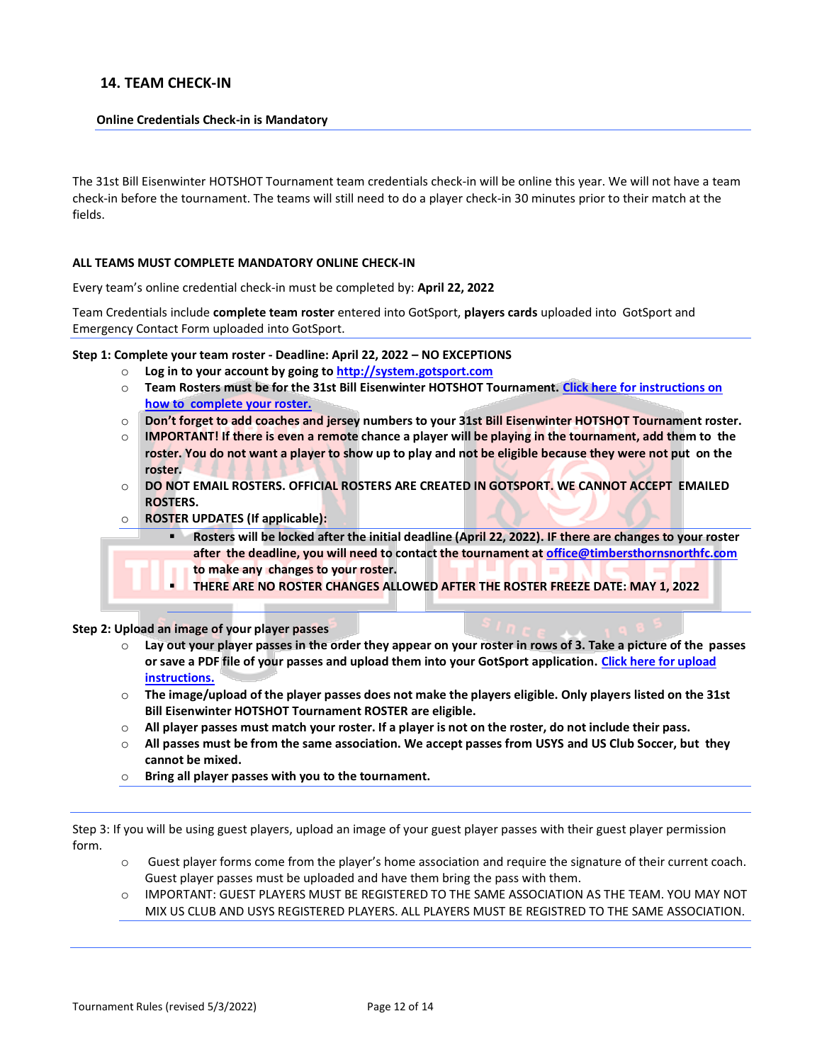## 14. TEAM CHECK-IN

**Online Credentials Check-in is Mandatory**

The 31st Bill Eisenwinter HOTSHOT Tournament team credentials check-in will be online this year. We will not have a team check-in before the tournament. The teams will still need to do a player check-in 30 minutes prior to their match at the fields.

**ALL TEAMS MUST COMPLETE MANDATORY ONLINE CHECK-IN**

Every team's online credential check-in must be completed by: **April 22, 2022**

Team Credentials include **complete team roster** entered into GotSport, **players cards** uploaded into GotSport and Emergency Contact Form uploaded into GotSport.

**Step 1: Complete your team roster - Deadline: April 22, 2022 – NO EXCEPTIONS**

- **Log in to your account by going to [http://system.gotsport.com](http://system.gotsport.com)**
- **Team Rosters must be for the 31st Bill Eisenwinter HOTSHOT Tournament. [Click here for instructions on how to complete your roster.]()**
- **Don't forget to add coaches and jersey numbers to your 31st Bill Eisenwinter HOTSHOT Tournament roster.**
- **IMPORTANT! If there is even a remote chance a player will be playing in the tournament, add them to the roster. You do not want a player to show up to play and not be eligible because they were not put on the roster.**
- **DO NOT EMAIL ROSTERS. OFFICIAL ROSTERS ARE CREATED IN GOTSPORT. WE CANNOT ACCEPT EMAILED ROSTERS.**
- **ROSTER UPDATES (If applicable):**
  - **Rosters will be locked after the initial deadline (April 22, 2022). IF there are changes to your roster after the deadline, you will need to contact the tournament at [office@timbersthornsnorthfc.com](mailto:office@timbersthornsnorthfc.com) to make any changes to your roster.**
  - **THERE ARE NO ROSTER CHANGES ALLOWED AFTER THE ROSTER FREEZE DATE: MAY 1, 2022**

**Step 2: Upload an image of your player passes**

- **Lay out your player passes in the order they appear on your roster in rows of 3. Take a picture of the passes or save a PDF file of your passes and upload them into your GotSport application. [Click here for upload instructions.]()**
- **The image/upload of the player passes does not make the players eligible. Only players listed on the 31st Bill Eisenwinter HOTSHOT Tournament ROSTER are eligible.**
- **All player passes must match your roster. If a player is not on the roster, do not include their pass.**
- **All passes must be from the same association. We accept passes from USYS and US Club Soccer, but they cannot be mixed.**
- **Bring all player passes with you to the tournament.**

Step 3: If you will be using guest players, upload an image of your guest player passes with their guest player permission form.

- Guest player forms come from the player's home association and require the signature of their current coach. Guest player passes must be uploaded and have them bring the pass with them.
- IMPORTANT: GUEST PLAYERS MUST BE REGISTERED TO THE SAME ASSOCIATION AS THE TEAM. YOU MAY NOT MIX US CLUB AND USYS REGISTERED PLAYERS. ALL PLAYERS MUST BE REGISTRED TO THE SAME ASSOCIATION.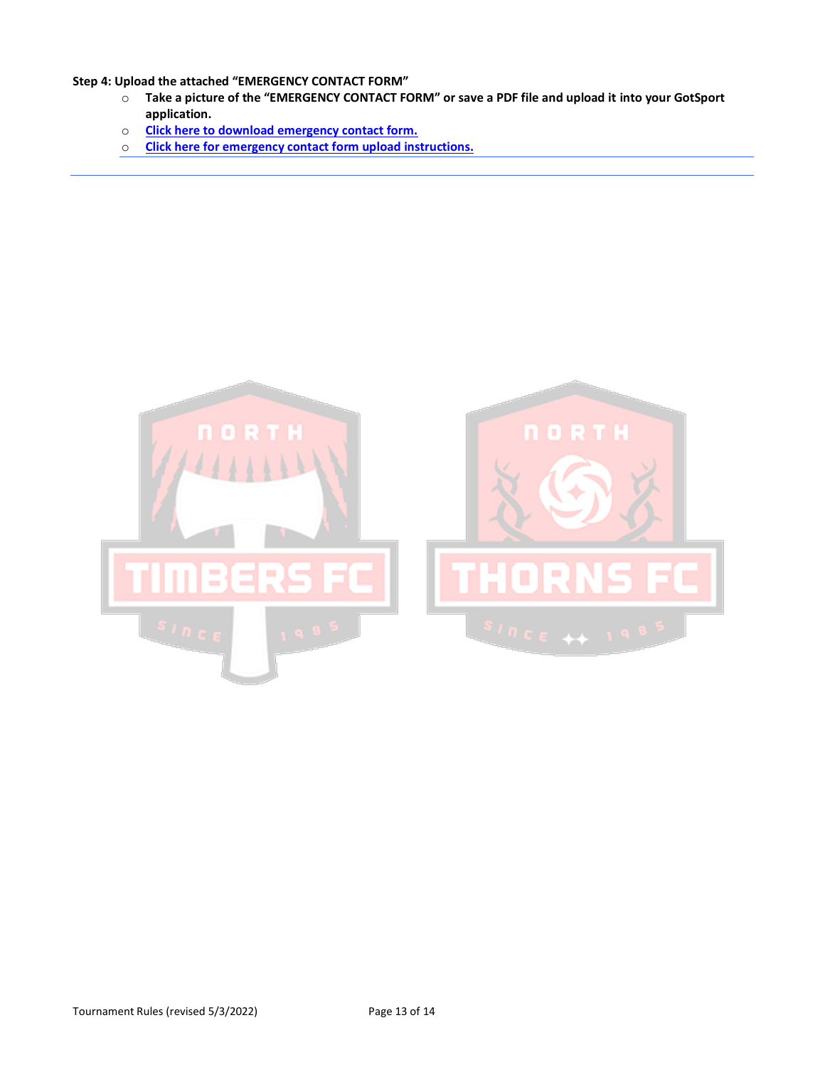**Step 4: Upload the attached "EMERGENCY CONTACT FORM"**

- **Take a picture of the "EMERGENCY CONTACT FORM" or save a PDF file and upload it into your GotSport application.**
- **Click here to download emergency contact form.**
- **Click here for emergency contact form upload instructions.**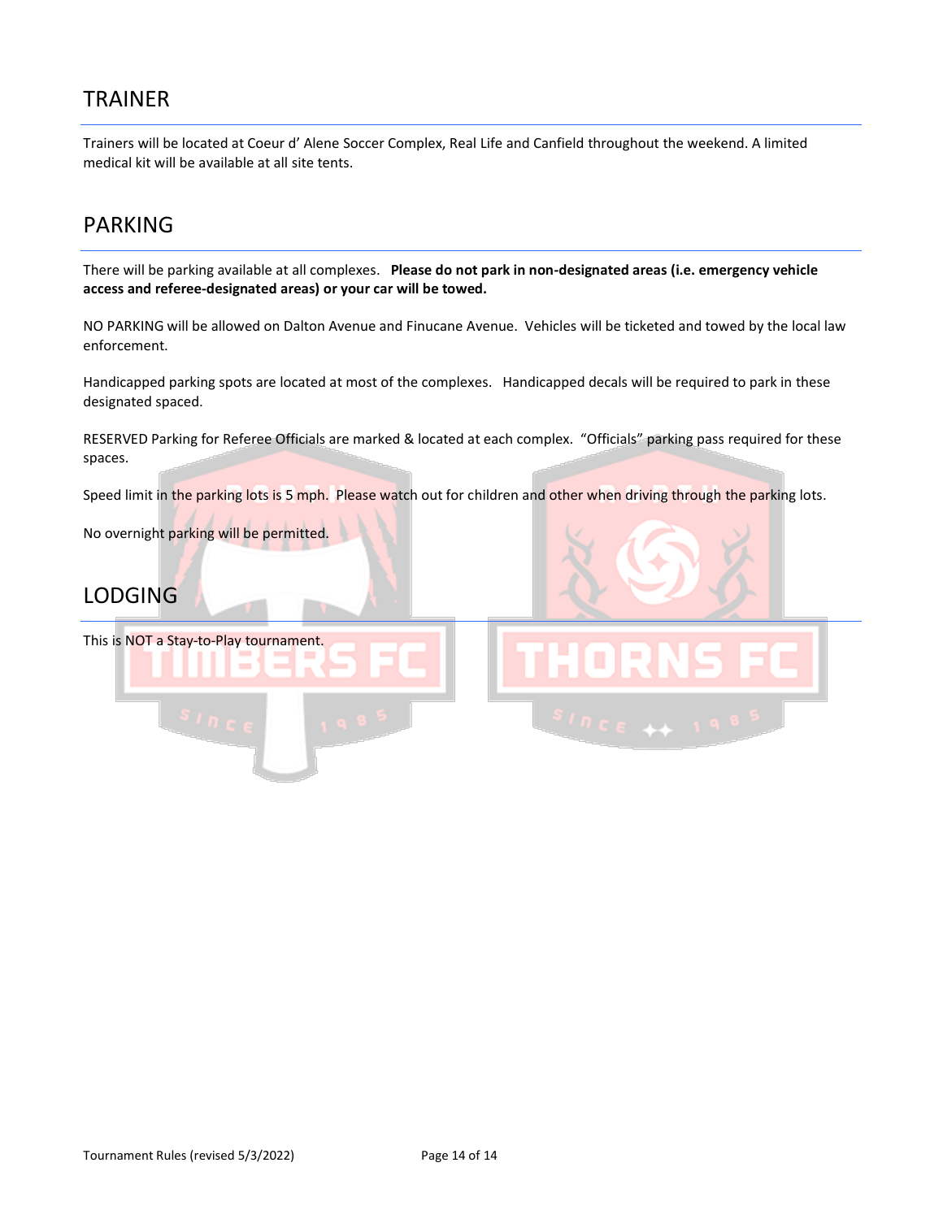## TRAINER

Trainers will be located at Coeur d' Alene Soccer Complex, Real Life and Canfield throughout the weekend. A limited medical kit will be available at all site tents.

## PARKING

There will be parking available at all complexes. **Please do not park in non-designated areas (i.e. emergency vehicle access and referee-designated areas) or your car will be towed.**

NO PARKING will be allowed on Dalton Avenue and Finucane Avenue. Vehicles will be ticketed and towed by the local law enforcement.

Handicapped parking spots are located at most of the complexes. Handicapped decals will be required to park in these designated spaced.

RESERVED Parking for Referee Officials are marked & located at each complex. "Officials" parking pass required for these spaces.

Speed limit in the parking lots is 5 mph. Please watch out for children and other when driving through the parking lots.

No overnight parking will be permitted.

## LODGING

This is NOT a Stay-to-Play tournament.